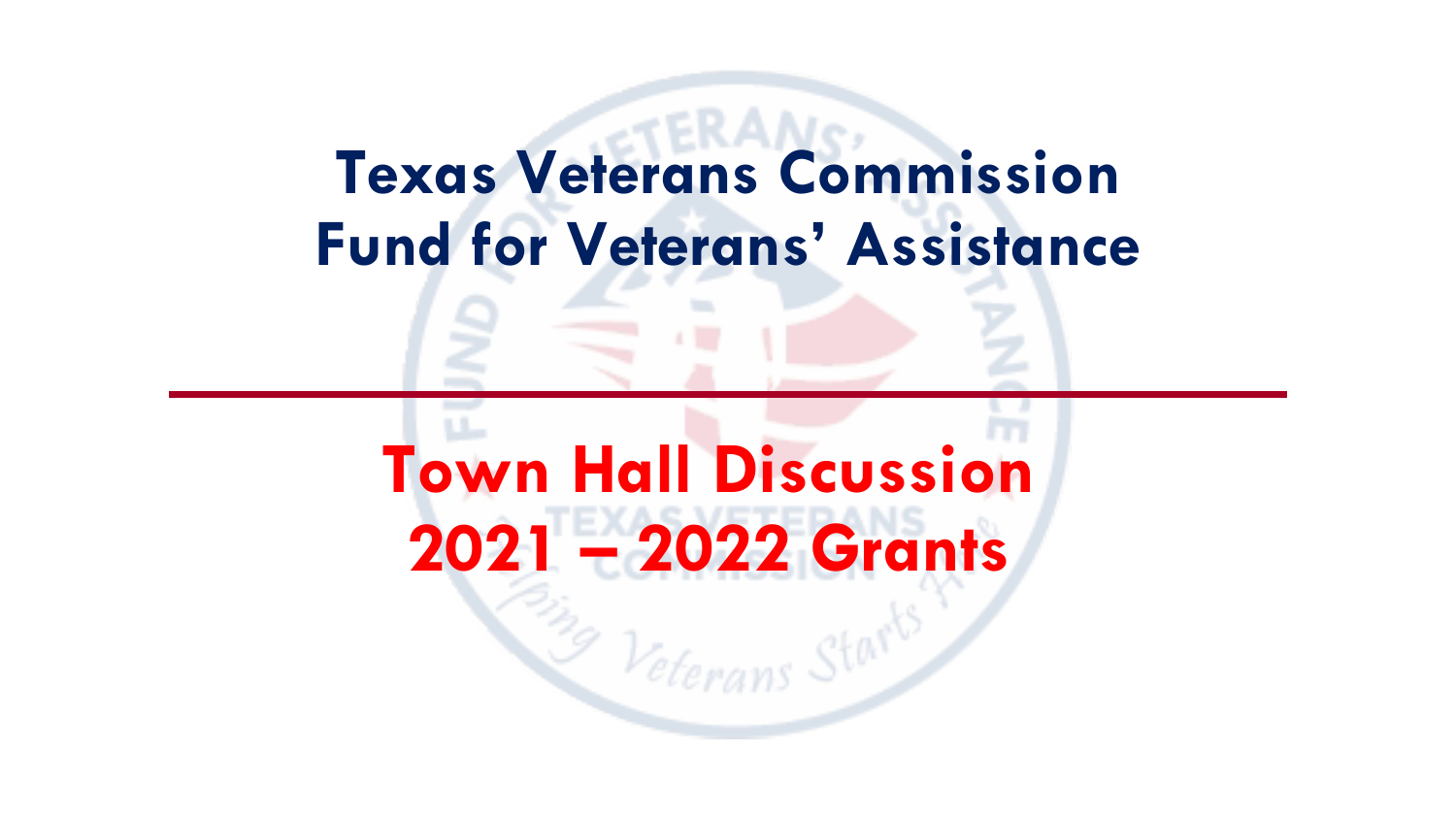# Texas Veterans Commission
# Fund for Veterans' Assistance

---

## Town Hall Discussion
## 2021 – 2022 Grants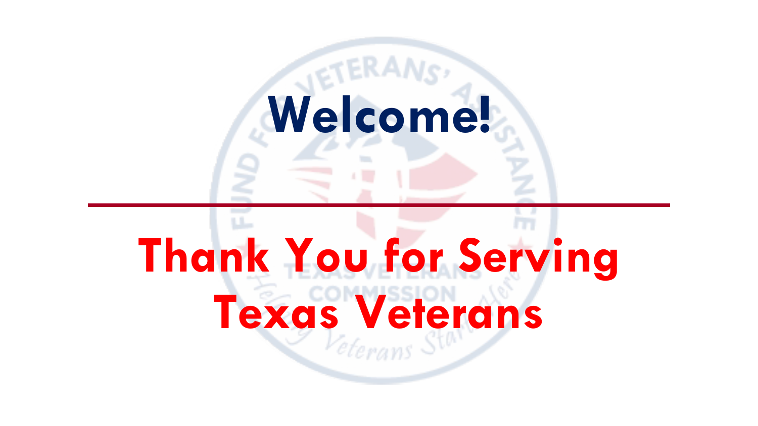# Welcome!

---

## Thank You for Serving Texas Veterans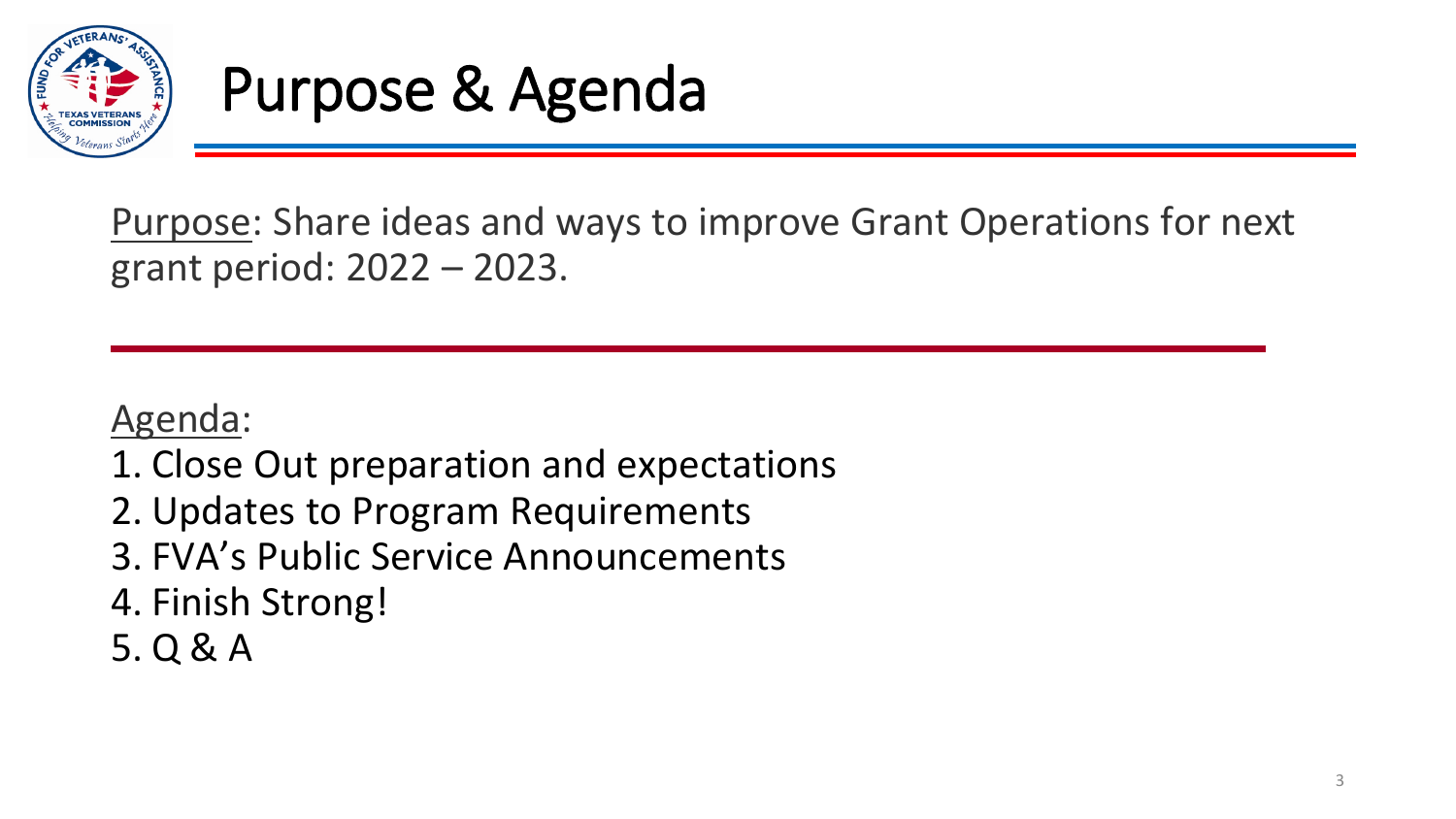# Purpose & Agenda

Purpose: Share ideas and ways to improve Grant Operations for next grant period: 2022 – 2023.

Agenda:

1. Close Out preparation and expectations
2. Updates to Program Requirements
3. FVA's Public Service Announcements
4. Finish Strong!
5. Q & A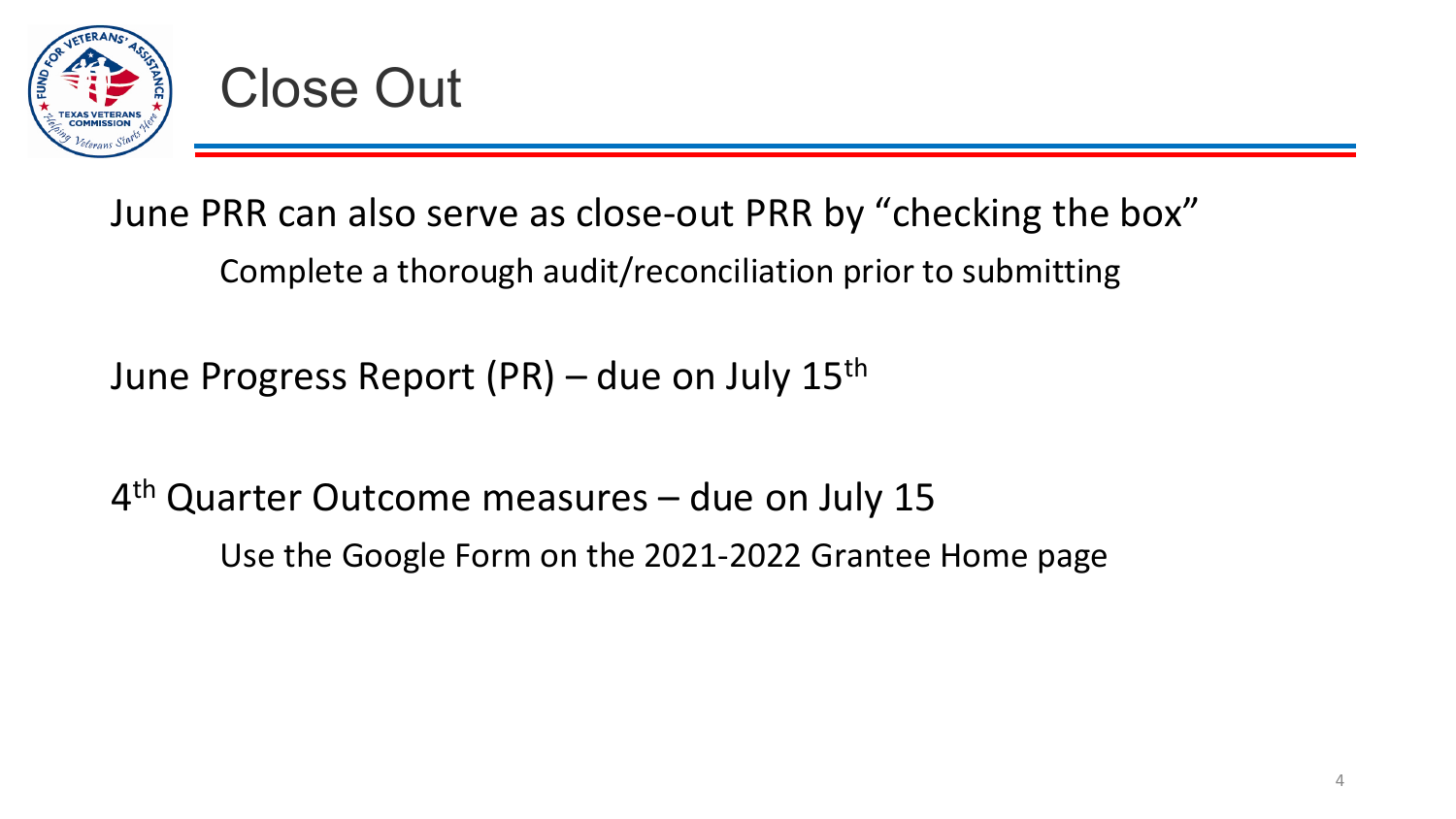# Close Out

June PRR can also serve as close-out PRR by "checking the box"

- Complete a thorough audit/reconciliation prior to submitting

June Progress Report (PR) – due on July 15th

4th Quarter Outcome measures – due on July 15

- Use the Google Form on the 2021-2022 Grantee Home page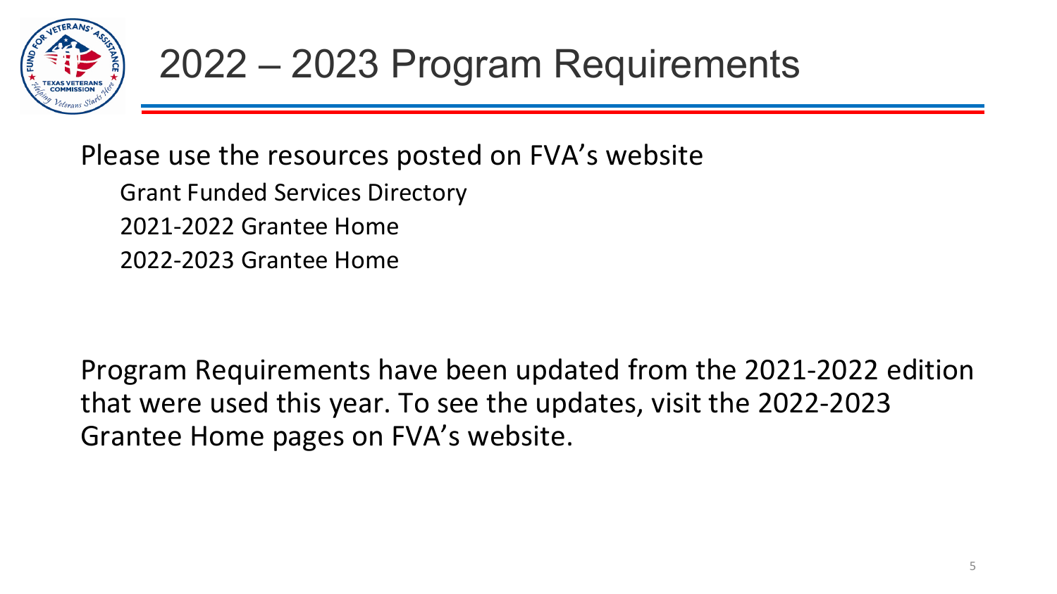# 2022 – 2023 Program Requirements

Please use the resources posted on FVA's website

- Grant Funded Services Directory
- 2021-2022 Grantee Home
- 2022-2023 Grantee Home

Program Requirements have been updated from the 2021-2022 edition that were used this year. To see the updates, visit the 2022-2023 Grantee Home pages on FVA's website.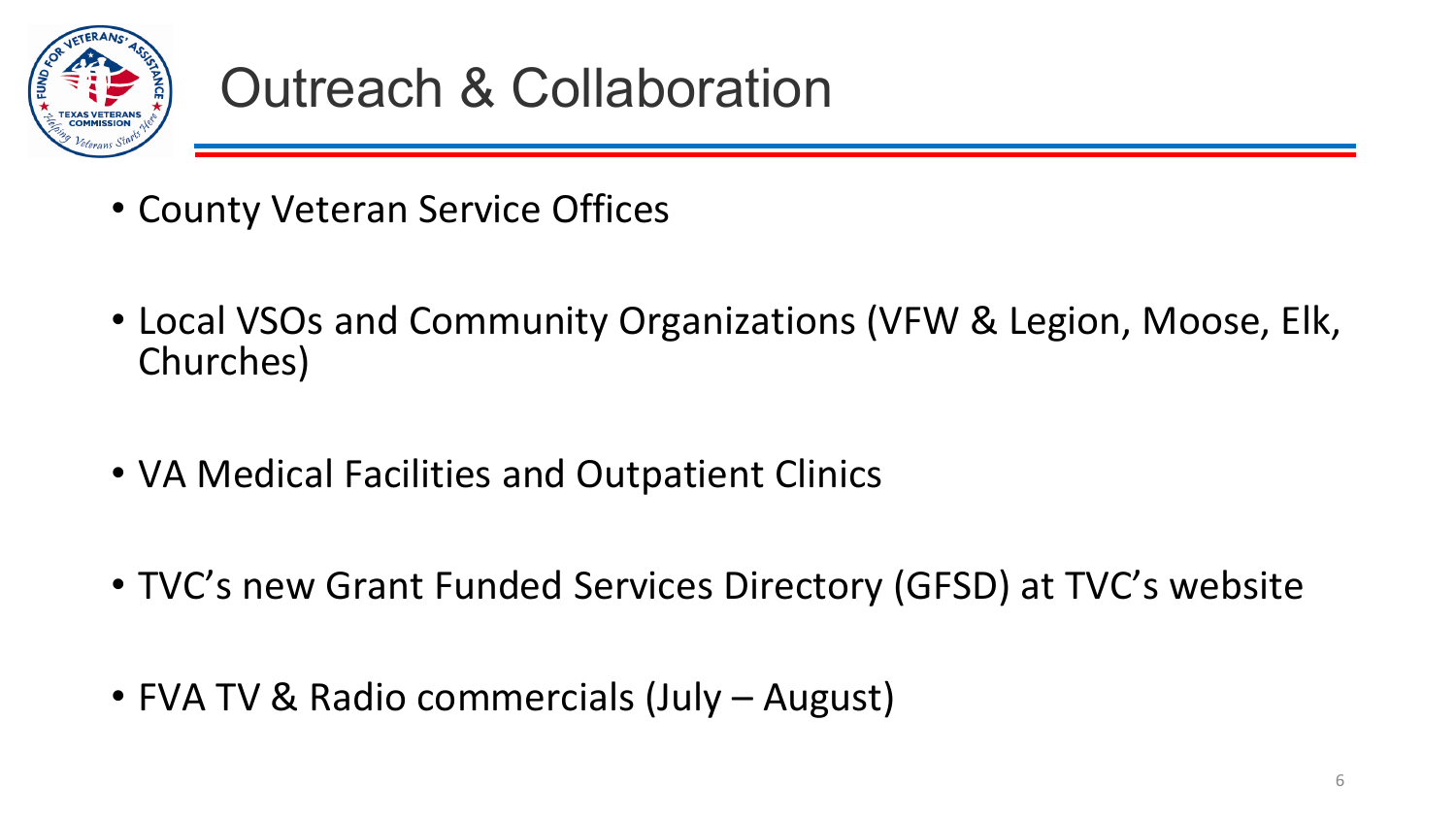# Outreach & Collaboration

- County Veteran Service Offices
- Local VSOs and Community Organizations (VFW & Legion, Moose, Elk, Churches)
- VA Medical Facilities and Outpatient Clinics
- TVC's new Grant Funded Services Directory (GFSD) at TVC's website
- FVA TV & Radio commercials (July – August)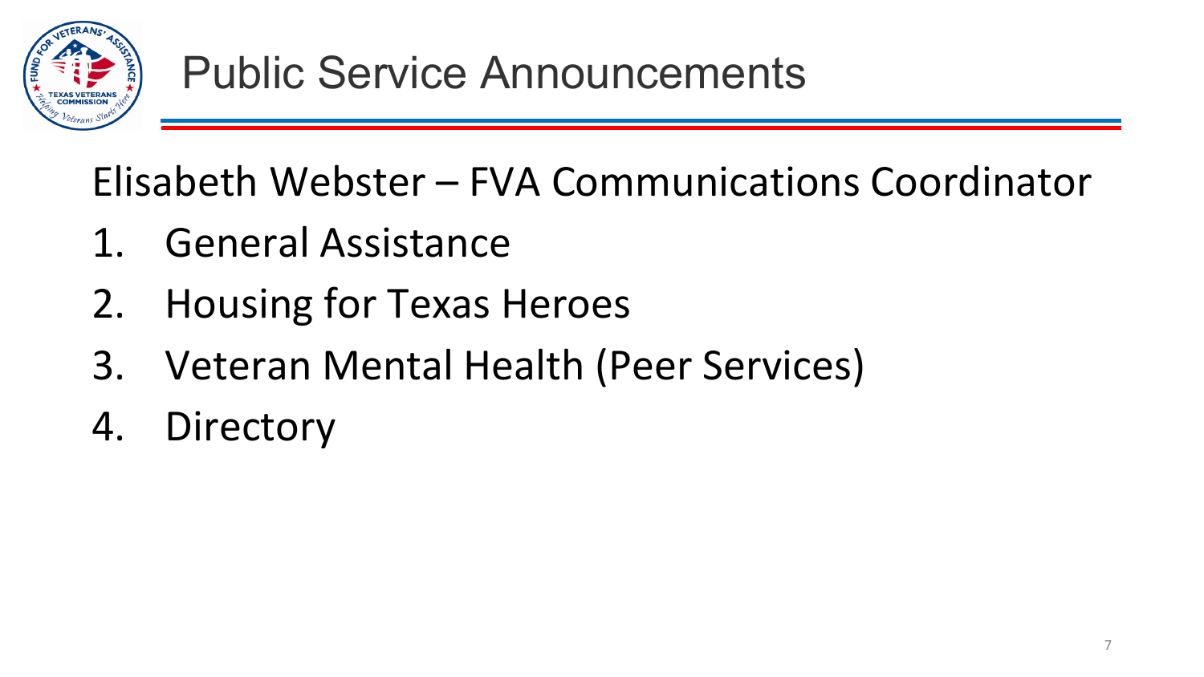# Public Service Announcements

Elisabeth Webster – FVA Communications Coordinator

1. General Assistance
2. Housing for Texas Heroes
3. Veteran Mental Health (Peer Services)
4. Directory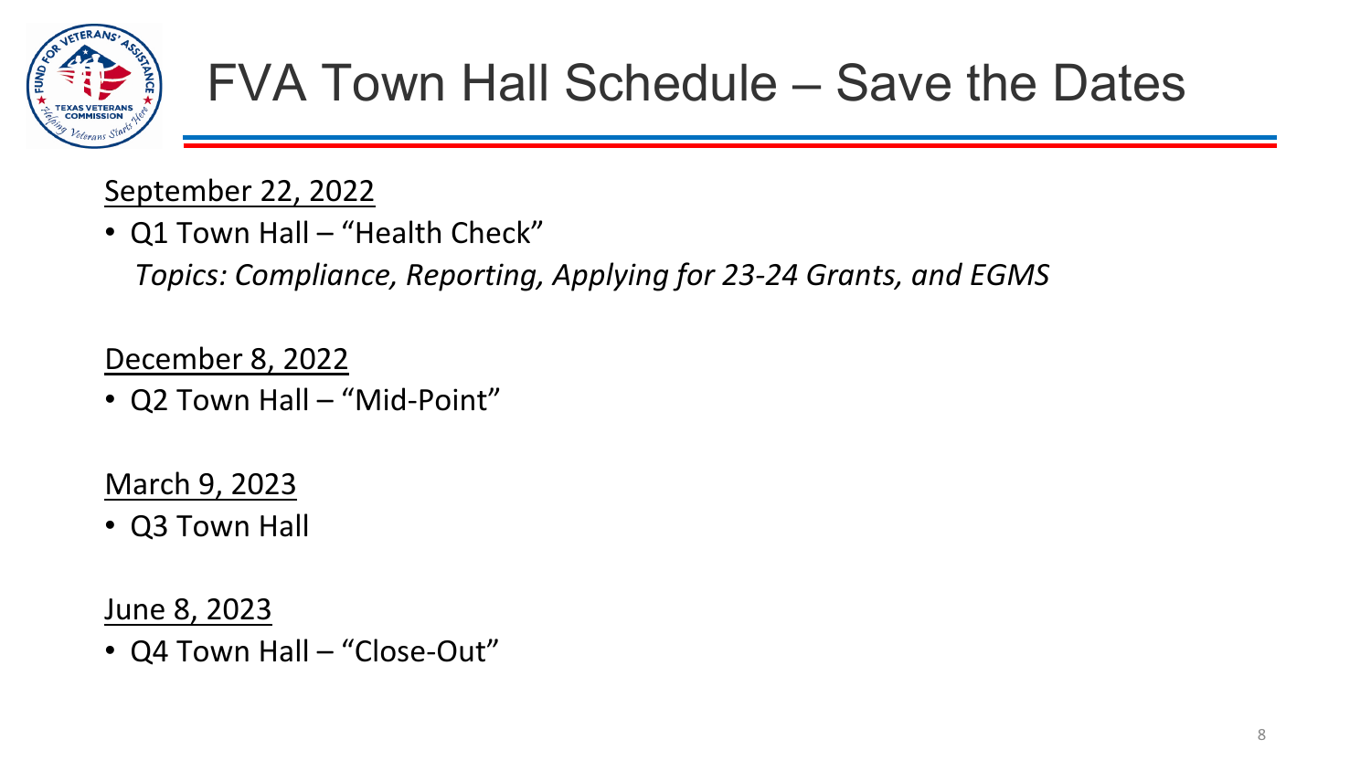# FVA Town Hall Schedule – Save the Dates

September 22, 2022

- Q1 Town Hall – "Health Check"

  *Topics: Compliance, Reporting, Applying for 23-24 Grants, and EGMS*

December 8, 2022

- Q2 Town Hall – "Mid-Point"

March 9, 2023

- Q3 Town Hall

June 8, 2023

- Q4 Town Hall – "Close-Out"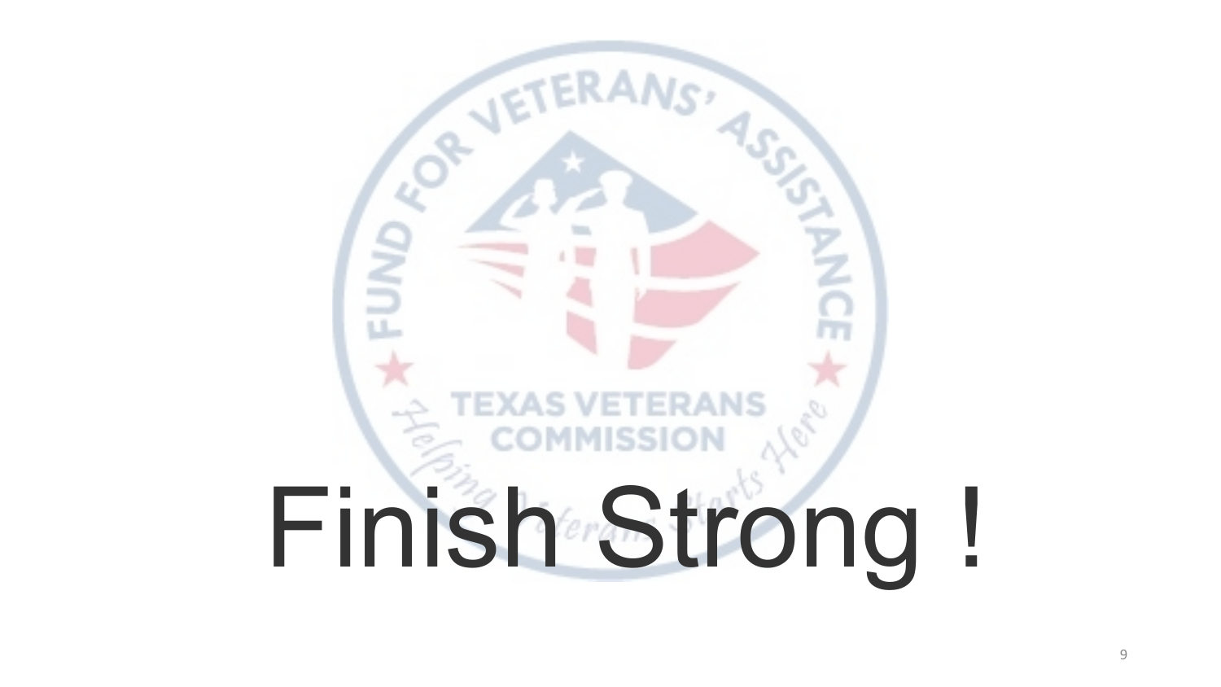# Finish Strong !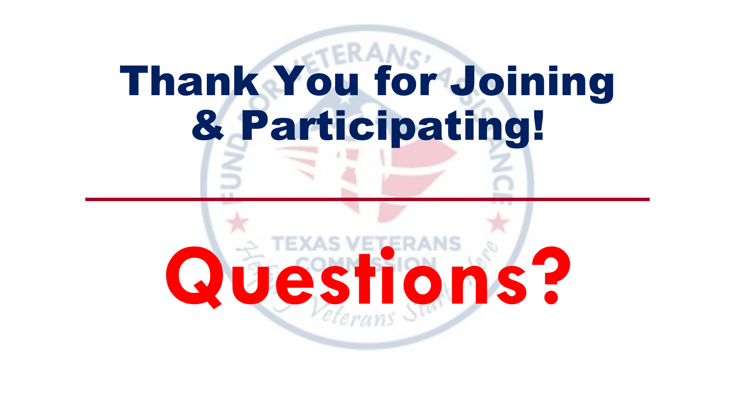# Thank You for Joining & Participating!

---

# Questions?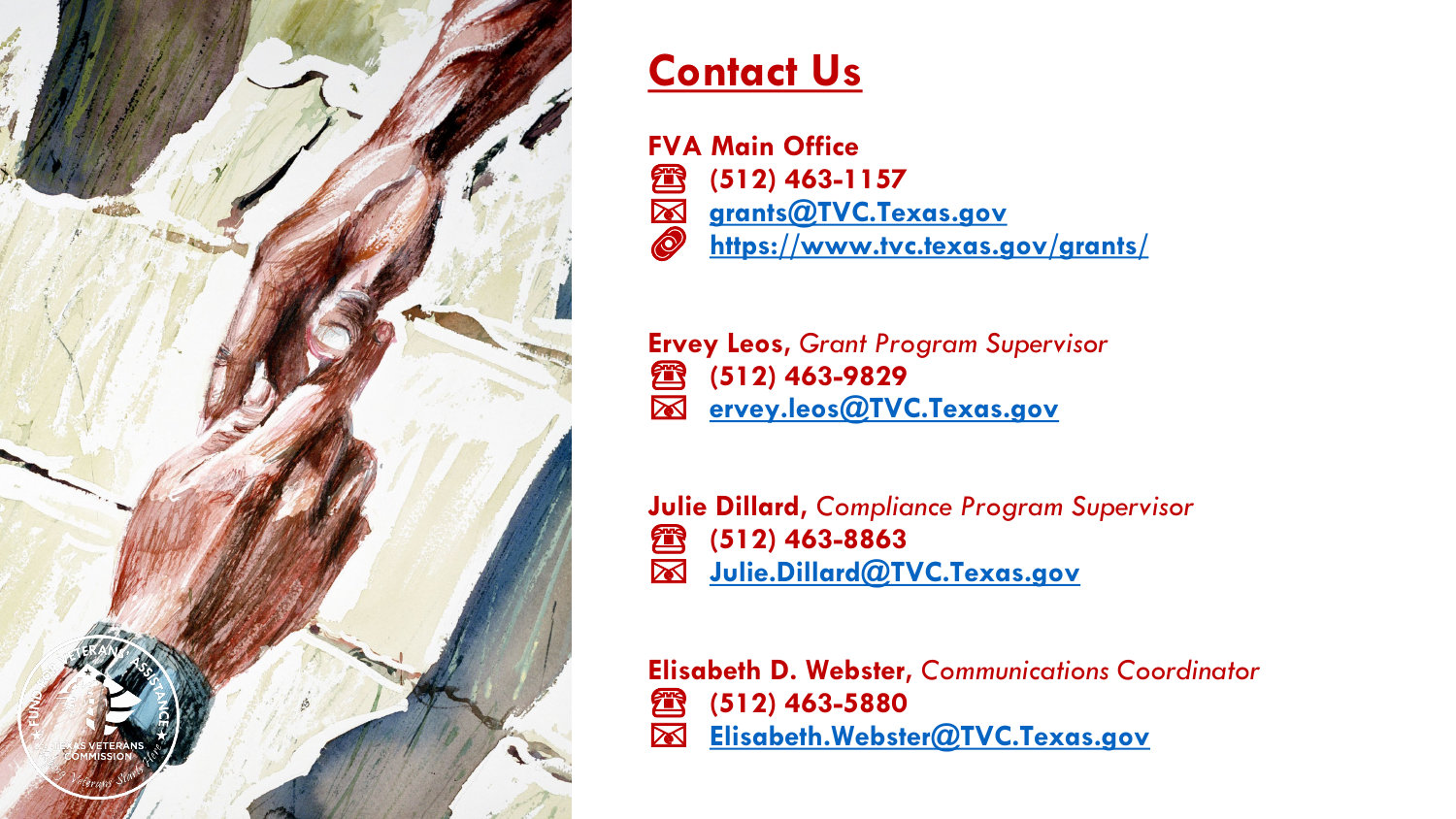# Contact Us

**FVA Main Office**

(512) 463-1157

grants@TVC.Texas.gov

https://www.tvc.texas.gov/grants/

**Ervey Leos,** *Grant Program Supervisor*

(512) 463-9829

ervey.leos@TVC.Texas.gov

**Julie Dillard,** *Compliance Program Supervisor*

(512) 463-8863

Julie.Dillard@TVC.Texas.gov

**Elisabeth D. Webster,** *Communications Coordinator*

(512) 463-5880

Elisabeth.Webster@TVC.Texas.gov